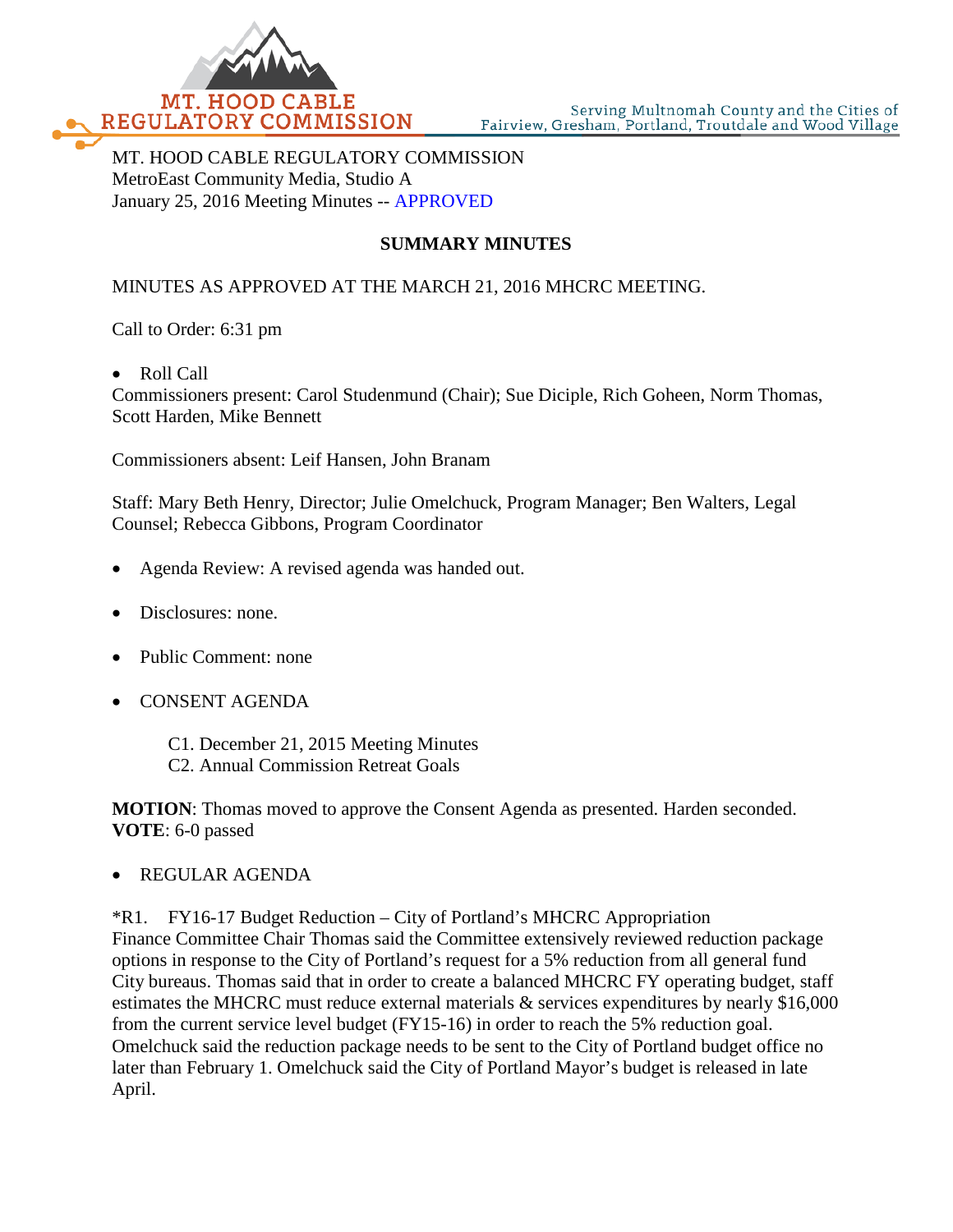MT. HOOD CABLE REGULATORY COMMISSION

Serving Multnomah County and the Cities of Fairview, Gresham, Portland, Troutdale and Wood Village

MT. HOOD CABLE REGULATORY COMMISSION
MetroEast Community Media, Studio A
January 25, 2016 Meeting Minutes -- APPROVED

## SUMMARY MINUTES

MINUTES AS APPROVED AT THE MARCH 21, 2016 MHCRC MEETING.

Call to Order: 6:31 pm

- Roll Call

Commissioners present: Carol Studenmund (Chair); Sue Diciple, Rich Goheen, Norm Thomas, Scott Harden, Mike Bennett

Commissioners absent: Leif Hansen, John Branam

Staff: Mary Beth Henry, Director; Julie Omelchuck, Program Manager; Ben Walters, Legal Counsel; Rebecca Gibbons, Program Coordinator

- Agenda Review: A revised agenda was handed out.
- Disclosures: none.
- Public Comment: none
- CONSENT AGENDA

  C1. December 21, 2015 Meeting Minutes
  C2. Annual Commission Retreat Goals

**MOTION**: Thomas moved to approve the Consent Agenda as presented. Harden seconded.
**VOTE**: 6-0 passed

- REGULAR AGENDA

*R1. FY16-17 Budget Reduction – City of Portland's MHCRC Appropriation
Finance Committee Chair Thomas said the Committee extensively reviewed reduction package options in response to the City of Portland's request for a 5% reduction from all general fund City bureaus. Thomas said that in order to create a balanced MHCRC FY operating budget, staff estimates the MHCRC must reduce external materials & services expenditures by nearly $16,000 from the current service level budget (FY15-16) in order to reach the 5% reduction goal. Omelchuck said the reduction package needs to be sent to the City of Portland budget office no later than February 1. Omelchuck said the City of Portland Mayor's budget is released in late April.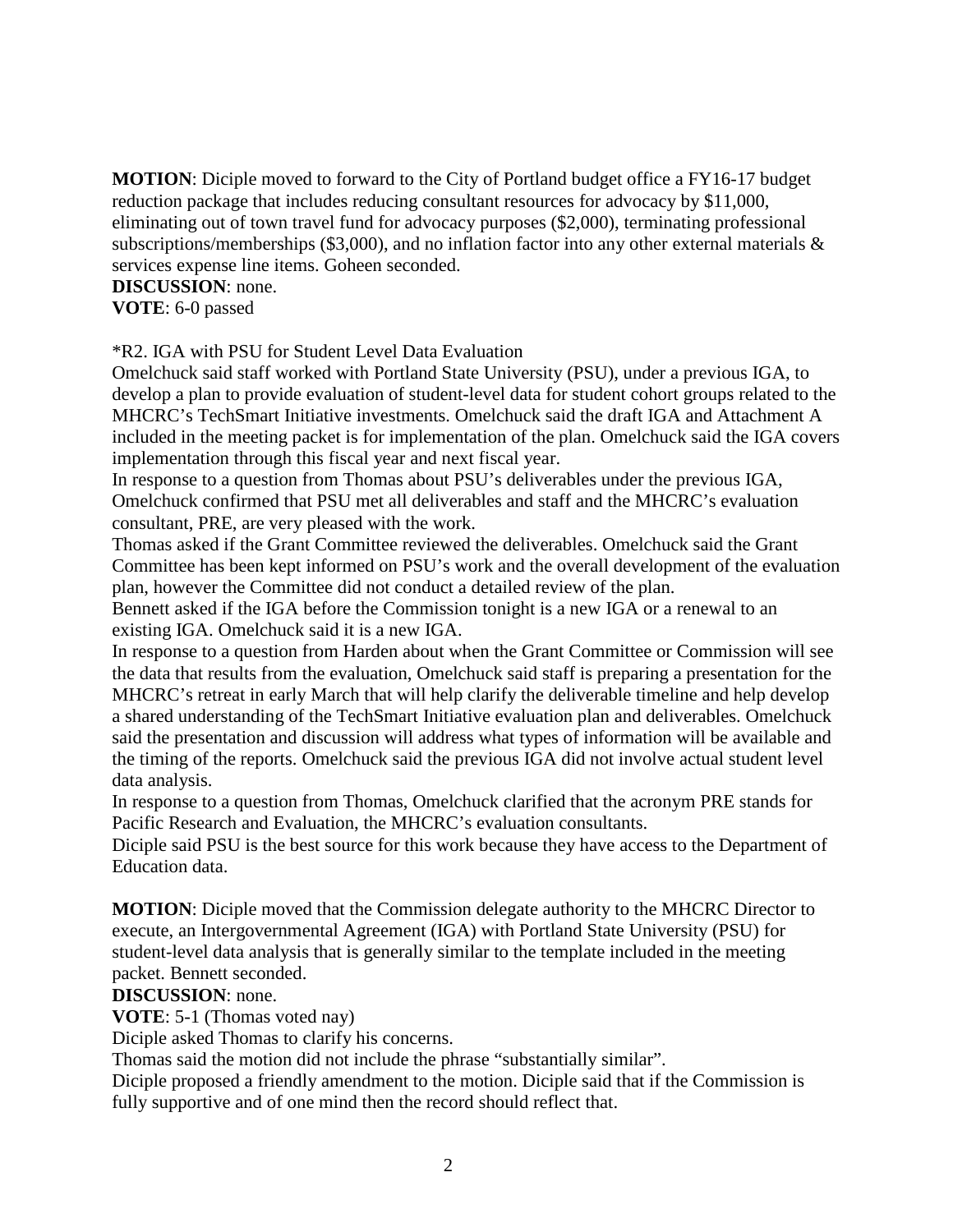**MOTION**: Diciple moved to forward to the City of Portland budget office a FY16-17 budget reduction package that includes reducing consultant resources for advocacy by $11,000, eliminating out of town travel fund for advocacy purposes ($2,000), terminating professional subscriptions/memberships ($3,000), and no inflation factor into any other external materials & services expense line items. Goheen seconded.
**DISCUSSION**: none.
**VOTE**: 6-0 passed

*R2. IGA with PSU for Student Level Data Evaluation
Omelchuck said staff worked with Portland State University (PSU), under a previous IGA, to develop a plan to provide evaluation of student-level data for student cohort groups related to the MHCRC's TechSmart Initiative investments. Omelchuck said the draft IGA and Attachment A included in the meeting packet is for implementation of the plan. Omelchuck said the IGA covers implementation through this fiscal year and next fiscal year.
In response to a question from Thomas about PSU's deliverables under the previous IGA, Omelchuck confirmed that PSU met all deliverables and staff and the MHCRC's evaluation consultant, PRE, are very pleased with the work.
Thomas asked if the Grant Committee reviewed the deliverables. Omelchuck said the Grant Committee has been kept informed on PSU's work and the overall development of the evaluation plan, however the Committee did not conduct a detailed review of the plan.
Bennett asked if the IGA before the Commission tonight is a new IGA or a renewal to an existing IGA. Omelchuck said it is a new IGA.
In response to a question from Harden about when the Grant Committee or Commission will see the data that results from the evaluation, Omelchuck said staff is preparing a presentation for the MHCRC's retreat in early March that will help clarify the deliverable timeline and help develop a shared understanding of the TechSmart Initiative evaluation plan and deliverables. Omelchuck said the presentation and discussion will address what types of information will be available and the timing of the reports. Omelchuck said the previous IGA did not involve actual student level data analysis.
In response to a question from Thomas, Omelchuck clarified that the acronym PRE stands for Pacific Research and Evaluation, the MHCRC's evaluation consultants.
Diciple said PSU is the best source for this work because they have access to the Department of Education data.

**MOTION**: Diciple moved that the Commission delegate authority to the MHCRC Director to execute, an Intergovernmental Agreement (IGA) with Portland State University (PSU) for student-level data analysis that is generally similar to the template included in the meeting packet. Bennett seconded.
**DISCUSSION**: none.
**VOTE**: 5-1 (Thomas voted nay)
Diciple asked Thomas to clarify his concerns.
Thomas said the motion did not include the phrase "substantially similar".
Diciple proposed a friendly amendment to the motion. Diciple said that if the Commission is fully supportive and of one mind then the record should reflect that.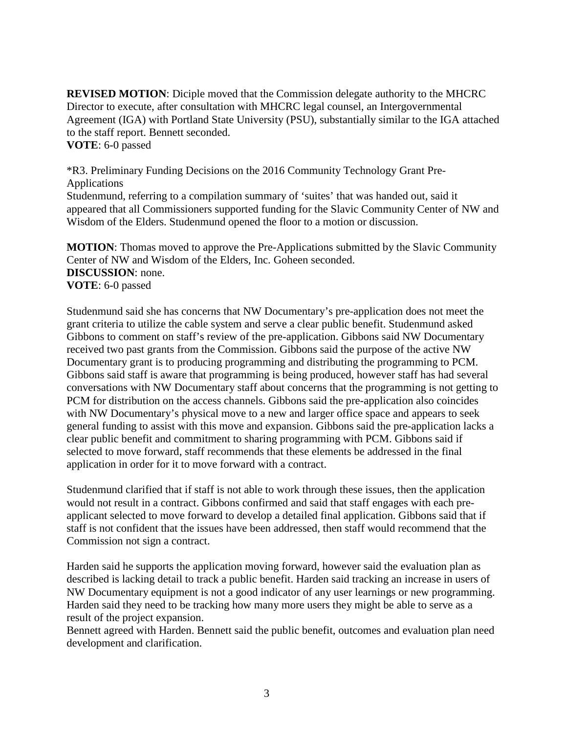**REVISED MOTION**: Diciple moved that the Commission delegate authority to the MHCRC Director to execute, after consultation with MHCRC legal counsel, an Intergovernmental Agreement (IGA) with Portland State University (PSU), substantially similar to the IGA attached to the staff report. Bennett seconded.
**VOTE**: 6-0 passed

*R3. Preliminary Funding Decisions on the 2016 Community Technology Grant Pre-Applications
Studenmund, referring to a compilation summary of 'suites' that was handed out, said it appeared that all Commissioners supported funding for the Slavic Community Center of NW and Wisdom of the Elders. Studenmund opened the floor to a motion or discussion.

**MOTION**: Thomas moved to approve the Pre-Applications submitted by the Slavic Community Center of NW and Wisdom of the Elders, Inc. Goheen seconded.
**DISCUSSION**: none.
**VOTE**: 6-0 passed

Studenmund said she has concerns that NW Documentary's pre-application does not meet the grant criteria to utilize the cable system and serve a clear public benefit. Studenmund asked Gibbons to comment on staff's review of the pre-application. Gibbons said NW Documentary received two past grants from the Commission. Gibbons said the purpose of the active NW Documentary grant is to producing programming and distributing the programming to PCM. Gibbons said staff is aware that programming is being produced, however staff has had several conversations with NW Documentary staff about concerns that the programming is not getting to PCM for distribution on the access channels. Gibbons said the pre-application also coincides with NW Documentary's physical move to a new and larger office space and appears to seek general funding to assist with this move and expansion. Gibbons said the pre-application lacks a clear public benefit and commitment to sharing programming with PCM. Gibbons said if selected to move forward, staff recommends that these elements be addressed in the final application in order for it to move forward with a contract.

Studenmund clarified that if staff is not able to work through these issues, then the application would not result in a contract. Gibbons confirmed and said that staff engages with each pre-applicant selected to move forward to develop a detailed final application. Gibbons said that if staff is not confident that the issues have been addressed, then staff would recommend that the Commission not sign a contract.

Harden said he supports the application moving forward, however said the evaluation plan as described is lacking detail to track a public benefit. Harden said tracking an increase in users of NW Documentary equipment is not a good indicator of any user learnings or new programming. Harden said they need to be tracking how many more users they might be able to serve as a result of the project expansion.
Bennett agreed with Harden. Bennett said the public benefit, outcomes and evaluation plan need development and clarification.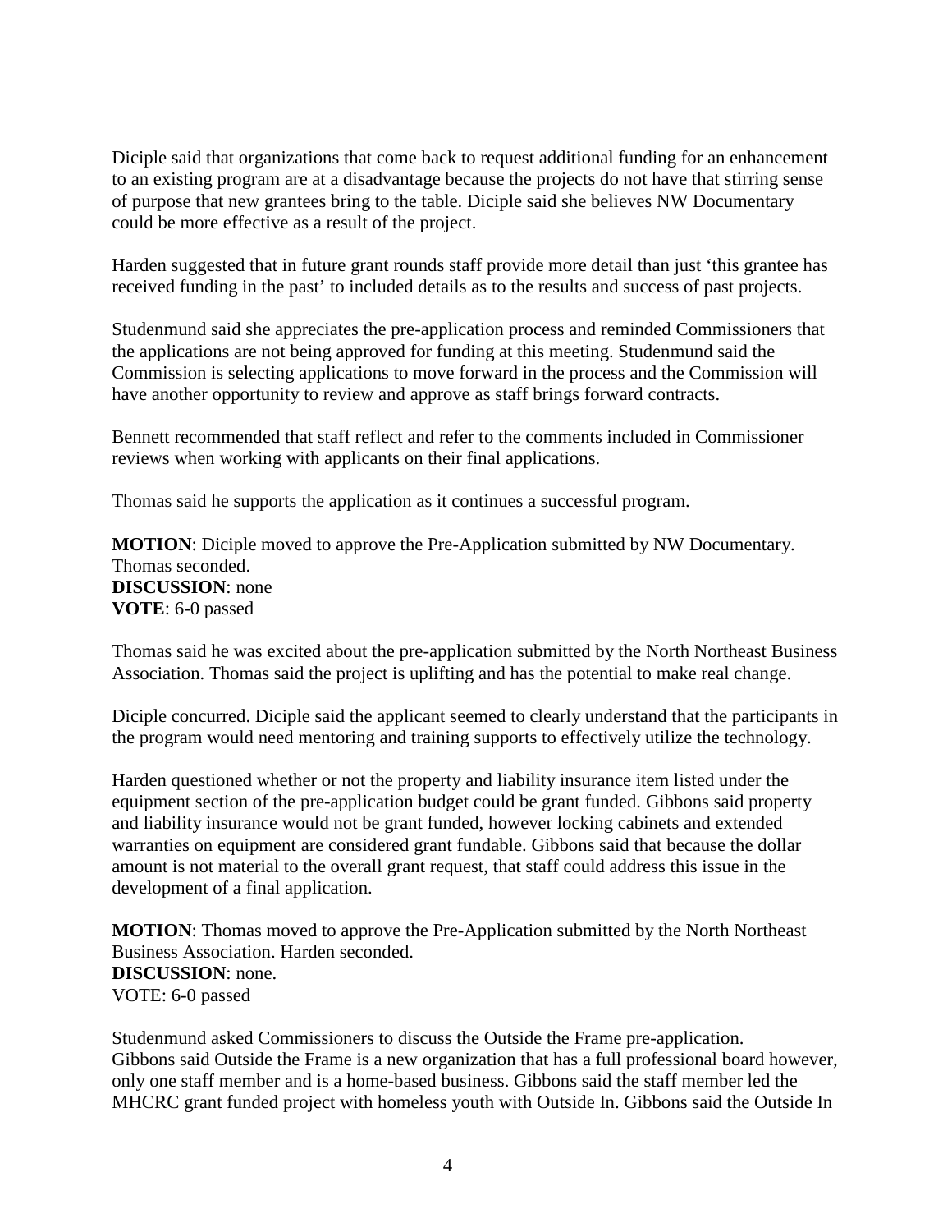Diciple said that organizations that come back to request additional funding for an enhancement to an existing program are at a disadvantage because the projects do not have that stirring sense of purpose that new grantees bring to the table. Diciple said she believes NW Documentary could be more effective as a result of the project.

Harden suggested that in future grant rounds staff provide more detail than just 'this grantee has received funding in the past' to included details as to the results and success of past projects.

Studenmund said she appreciates the pre-application process and reminded Commissioners that the applications are not being approved for funding at this meeting. Studenmund said the Commission is selecting applications to move forward in the process and the Commission will have another opportunity to review and approve as staff brings forward contracts.

Bennett recommended that staff reflect and refer to the comments included in Commissioner reviews when working with applicants on their final applications.

Thomas said he supports the application as it continues a successful program.

**MOTION**: Diciple moved to approve the Pre-Application submitted by NW Documentary. Thomas seconded.
**DISCUSSION**: none
**VOTE**: 6-0 passed

Thomas said he was excited about the pre-application submitted by the North Northeast Business Association. Thomas said the project is uplifting and has the potential to make real change.

Diciple concurred. Diciple said the applicant seemed to clearly understand that the participants in the program would need mentoring and training supports to effectively utilize the technology.

Harden questioned whether or not the property and liability insurance item listed under the equipment section of the pre-application budget could be grant funded. Gibbons said property and liability insurance would not be grant funded, however locking cabinets and extended warranties on equipment are considered grant fundable. Gibbons said that because the dollar amount is not material to the overall grant request, that staff could address this issue in the development of a final application.

**MOTION**: Thomas moved to approve the Pre-Application submitted by the North Northeast Business Association. Harden seconded.
**DISCUSSION**: none.
VOTE: 6-0 passed

Studenmund asked Commissioners to discuss the Outside the Frame pre-application. Gibbons said Outside the Frame is a new organization that has a full professional board however, only one staff member and is a home-based business. Gibbons said the staff member led the MHCRC grant funded project with homeless youth with Outside In. Gibbons said the Outside In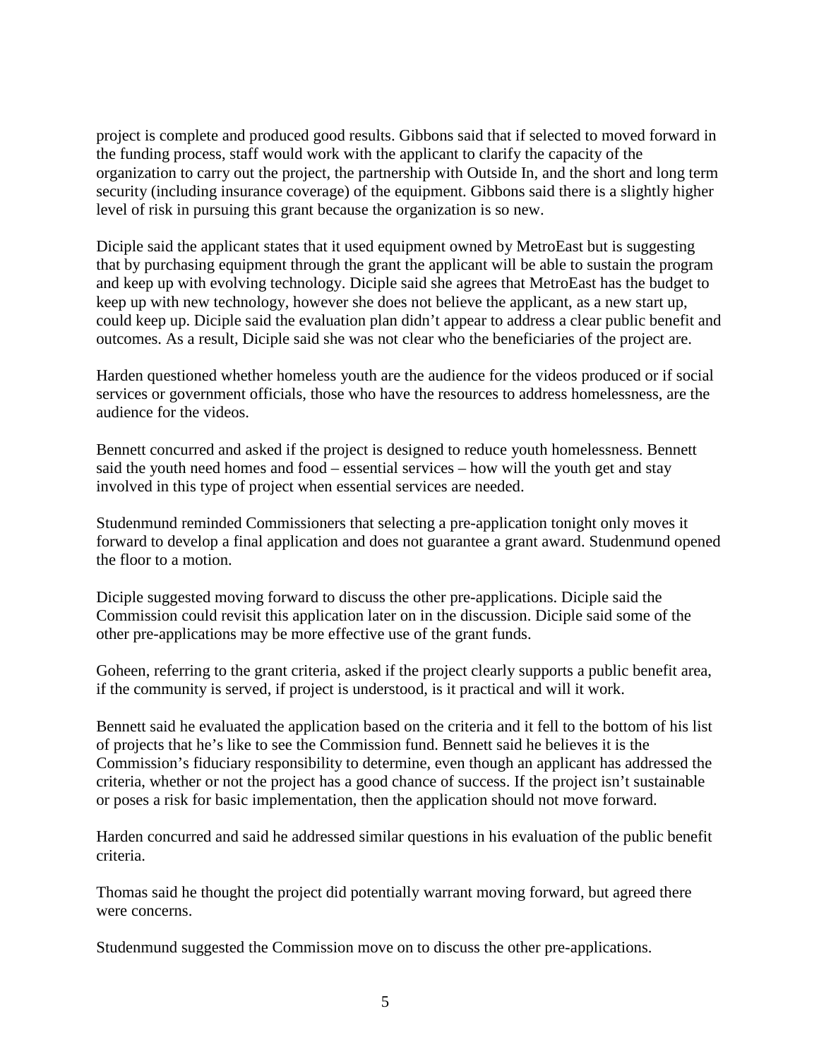project is complete and produced good results. Gibbons said that if selected to moved forward in the funding process, staff would work with the applicant to clarify the capacity of the organization to carry out the project, the partnership with Outside In, and the short and long term security (including insurance coverage) of the equipment. Gibbons said there is a slightly higher level of risk in pursuing this grant because the organization is so new.

Diciple said the applicant states that it used equipment owned by MetroEast but is suggesting that by purchasing equipment through the grant the applicant will be able to sustain the program and keep up with evolving technology. Diciple said she agrees that MetroEast has the budget to keep up with new technology, however she does not believe the applicant, as a new start up, could keep up. Diciple said the evaluation plan didn't appear to address a clear public benefit and outcomes. As a result, Diciple said she was not clear who the beneficiaries of the project are.

Harden questioned whether homeless youth are the audience for the videos produced or if social services or government officials, those who have the resources to address homelessness, are the audience for the videos.

Bennett concurred and asked if the project is designed to reduce youth homelessness. Bennett said the youth need homes and food – essential services – how will the youth get and stay involved in this type of project when essential services are needed.

Studenmund reminded Commissioners that selecting a pre-application tonight only moves it forward to develop a final application and does not guarantee a grant award. Studenmund opened the floor to a motion.

Diciple suggested moving forward to discuss the other pre-applications. Diciple said the Commission could revisit this application later on in the discussion. Diciple said some of the other pre-applications may be more effective use of the grant funds.

Goheen, referring to the grant criteria, asked if the project clearly supports a public benefit area, if the community is served, if project is understood, is it practical and will it work.

Bennett said he evaluated the application based on the criteria and it fell to the bottom of his list of projects that he's like to see the Commission fund. Bennett said he believes it is the Commission's fiduciary responsibility to determine, even though an applicant has addressed the criteria, whether or not the project has a good chance of success. If the project isn't sustainable or poses a risk for basic implementation, then the application should not move forward.

Harden concurred and said he addressed similar questions in his evaluation of the public benefit criteria.

Thomas said he thought the project did potentially warrant moving forward, but agreed there were concerns.

Studenmund suggested the Commission move on to discuss the other pre-applications.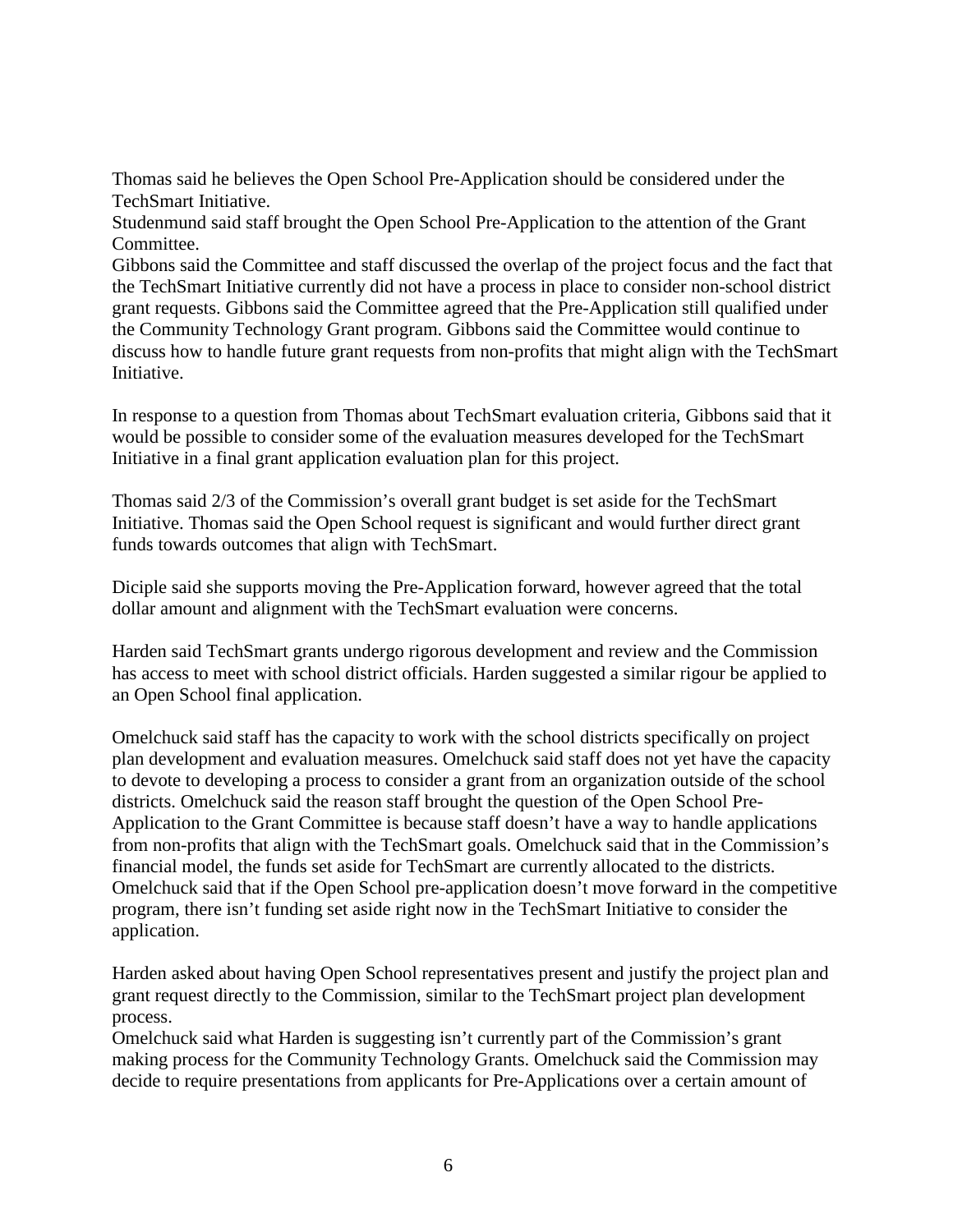Thomas said he believes the Open School Pre-Application should be considered under the TechSmart Initiative.

Studenmund said staff brought the Open School Pre-Application to the attention of the Grant Committee.

Gibbons said the Committee and staff discussed the overlap of the project focus and the fact that the TechSmart Initiative currently did not have a process in place to consider non-school district grant requests. Gibbons said the Committee agreed that the Pre-Application still qualified under the Community Technology Grant program. Gibbons said the Committee would continue to discuss how to handle future grant requests from non-profits that might align with the TechSmart Initiative.

In response to a question from Thomas about TechSmart evaluation criteria, Gibbons said that it would be possible to consider some of the evaluation measures developed for the TechSmart Initiative in a final grant application evaluation plan for this project.

Thomas said 2/3 of the Commission's overall grant budget is set aside for the TechSmart Initiative. Thomas said the Open School request is significant and would further direct grant funds towards outcomes that align with TechSmart.

Diciple said she supports moving the Pre-Application forward, however agreed that the total dollar amount and alignment with the TechSmart evaluation were concerns.

Harden said TechSmart grants undergo rigorous development and review and the Commission has access to meet with school district officials. Harden suggested a similar rigour be applied to an Open School final application.

Omelchuck said staff has the capacity to work with the school districts specifically on project plan development and evaluation measures. Omelchuck said staff does not yet have the capacity to devote to developing a process to consider a grant from an organization outside of the school districts. Omelchuck said the reason staff brought the question of the Open School Pre-Application to the Grant Committee is because staff doesn't have a way to handle applications from non-profits that align with the TechSmart goals. Omelchuck said that in the Commission's financial model, the funds set aside for TechSmart are currently allocated to the districts. Omelchuck said that if the Open School pre-application doesn't move forward in the competitive program, there isn't funding set aside right now in the TechSmart Initiative to consider the application.

Harden asked about having Open School representatives present and justify the project plan and grant request directly to the Commission, similar to the TechSmart project plan development process.

Omelchuck said what Harden is suggesting isn't currently part of the Commission's grant making process for the Community Technology Grants. Omelchuck said the Commission may decide to require presentations from applicants for Pre-Applications over a certain amount of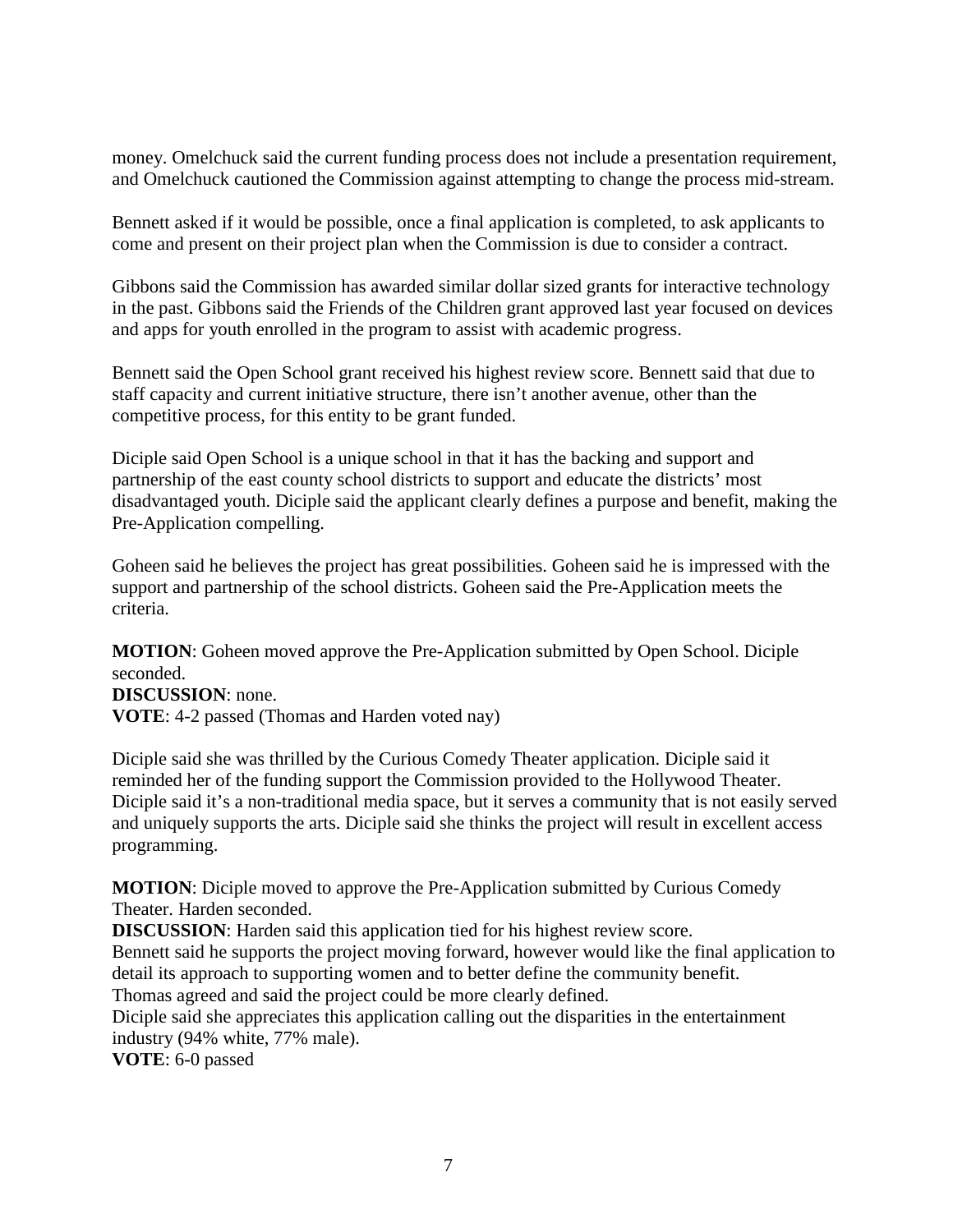money. Omelchuck said the current funding process does not include a presentation requirement, and Omelchuck cautioned the Commission against attempting to change the process mid-stream.

Bennett asked if it would be possible, once a final application is completed, to ask applicants to come and present on their project plan when the Commission is due to consider a contract.

Gibbons said the Commission has awarded similar dollar sized grants for interactive technology in the past. Gibbons said the Friends of the Children grant approved last year focused on devices and apps for youth enrolled in the program to assist with academic progress.

Bennett said the Open School grant received his highest review score. Bennett said that due to staff capacity and current initiative structure, there isn't another avenue, other than the competitive process, for this entity to be grant funded.

Diciple said Open School is a unique school in that it has the backing and support and partnership of the east county school districts to support and educate the districts' most disadvantaged youth. Diciple said the applicant clearly defines a purpose and benefit, making the Pre-Application compelling.

Goheen said he believes the project has great possibilities. Goheen said he is impressed with the support and partnership of the school districts. Goheen said the Pre-Application meets the criteria.

**MOTION**: Goheen moved approve the Pre-Application submitted by Open School. Diciple seconded.
**DISCUSSION**: none.
**VOTE**: 4-2 passed (Thomas and Harden voted nay)

Diciple said she was thrilled by the Curious Comedy Theater application. Diciple said it reminded her of the funding support the Commission provided to the Hollywood Theater. Diciple said it's a non-traditional media space, but it serves a community that is not easily served and uniquely supports the arts. Diciple said she thinks the project will result in excellent access programming.

**MOTION**: Diciple moved to approve the Pre-Application submitted by Curious Comedy Theater. Harden seconded.
**DISCUSSION**: Harden said this application tied for his highest review score.
Bennett said he supports the project moving forward, however would like the final application to detail its approach to supporting women and to better define the community benefit.
Thomas agreed and said the project could be more clearly defined.
Diciple said she appreciates this application calling out the disparities in the entertainment industry (94% white, 77% male).
**VOTE**: 6-0 passed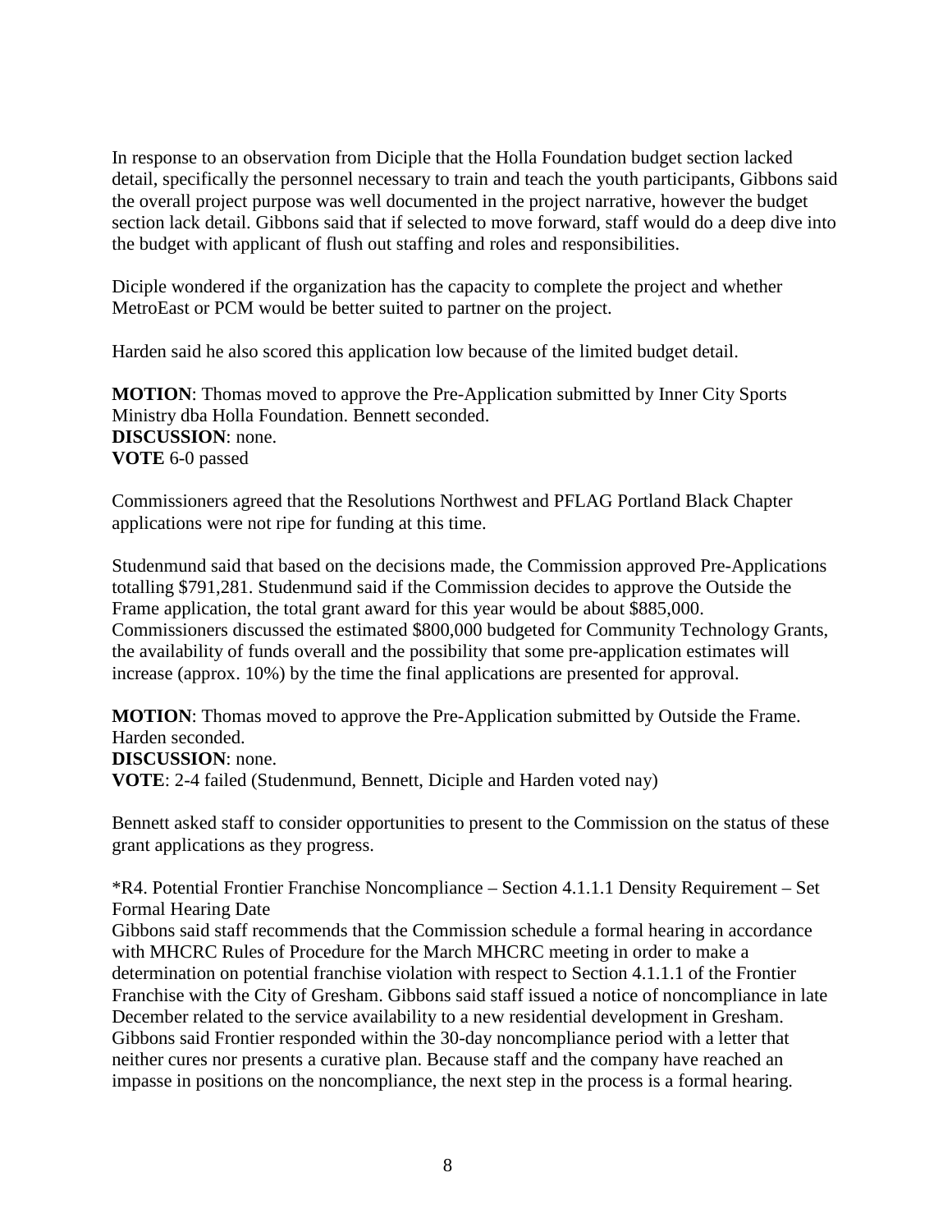In response to an observation from Diciple that the Holla Foundation budget section lacked detail, specifically the personnel necessary to train and teach the youth participants, Gibbons said the overall project purpose was well documented in the project narrative, however the budget section lack detail. Gibbons said that if selected to move forward, staff would do a deep dive into the budget with applicant of flush out staffing and roles and responsibilities.

Diciple wondered if the organization has the capacity to complete the project and whether MetroEast or PCM would be better suited to partner on the project.

Harden said he also scored this application low because of the limited budget detail.

**MOTION**: Thomas moved to approve the Pre-Application submitted by Inner City Sports Ministry dba Holla Foundation. Bennett seconded.
**DISCUSSION**: none.
**VOTE** 6-0 passed

Commissioners agreed that the Resolutions Northwest and PFLAG Portland Black Chapter applications were not ripe for funding at this time.

Studenmund said that based on the decisions made, the Commission approved Pre-Applications totalling $791,281. Studenmund said if the Commission decides to approve the Outside the Frame application, the total grant award for this year would be about $885,000. Commissioners discussed the estimated $800,000 budgeted for Community Technology Grants, the availability of funds overall and the possibility that some pre-application estimates will increase (approx. 10%) by the time the final applications are presented for approval.

**MOTION**: Thomas moved to approve the Pre-Application submitted by Outside the Frame. Harden seconded.
**DISCUSSION**: none.
**VOTE**: 2-4 failed (Studenmund, Bennett, Diciple and Harden voted nay)

Bennett asked staff to consider opportunities to present to the Commission on the status of these grant applications as they progress.

*R4. Potential Frontier Franchise Noncompliance – Section 4.1.1.1 Density Requirement – Set Formal Hearing Date
Gibbons said staff recommends that the Commission schedule a formal hearing in accordance with MHCRC Rules of Procedure for the March MHCRC meeting in order to make a determination on potential franchise violation with respect to Section 4.1.1.1 of the Frontier Franchise with the City of Gresham. Gibbons said staff issued a notice of noncompliance in late December related to the service availability to a new residential development in Gresham. Gibbons said Frontier responded within the 30-day noncompliance period with a letter that neither cures nor presents a curative plan. Because staff and the company have reached an impasse in positions on the noncompliance, the next step in the process is a formal hearing.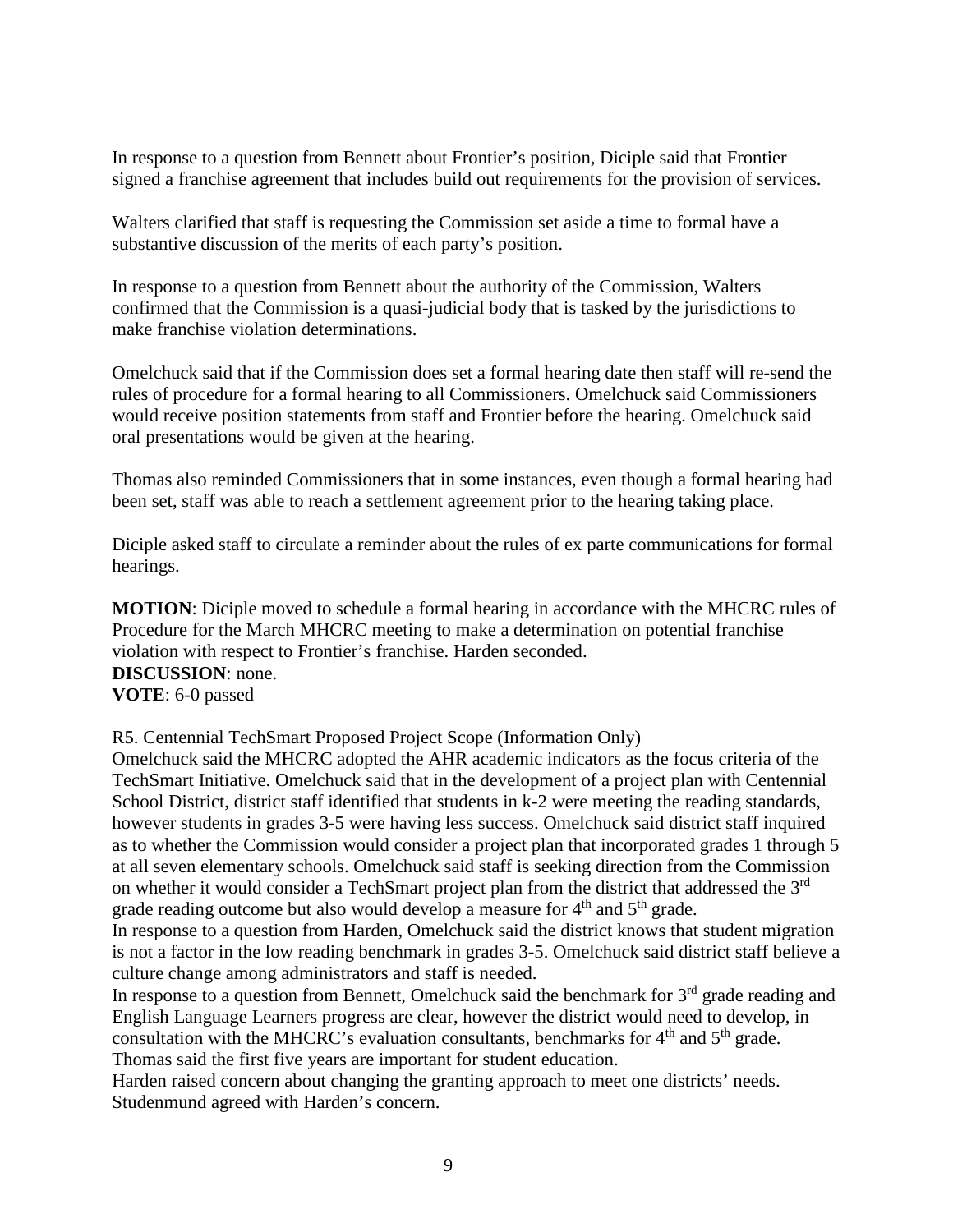In response to a question from Bennett about Frontier's position, Diciple said that Frontier signed a franchise agreement that includes build out requirements for the provision of services.

Walters clarified that staff is requesting the Commission set aside a time to formal have a substantive discussion of the merits of each party's position.

In response to a question from Bennett about the authority of the Commission, Walters confirmed that the Commission is a quasi-judicial body that is tasked by the jurisdictions to make franchise violation determinations.

Omelchuck said that if the Commission does set a formal hearing date then staff will re-send the rules of procedure for a formal hearing to all Commissioners. Omelchuck said Commissioners would receive position statements from staff and Frontier before the hearing. Omelchuck said oral presentations would be given at the hearing.

Thomas also reminded Commissioners that in some instances, even though a formal hearing had been set, staff was able to reach a settlement agreement prior to the hearing taking place.

Diciple asked staff to circulate a reminder about the rules of ex parte communications for formal hearings.

**MOTION**: Diciple moved to schedule a formal hearing in accordance with the MHCRC rules of Procedure for the March MHCRC meeting to make a determination on potential franchise violation with respect to Frontier's franchise. Harden seconded.
**DISCUSSION**: none.
**VOTE**: 6-0 passed

R5. Centennial TechSmart Proposed Project Scope (Information Only)
Omelchuck said the MHCRC adopted the AHR academic indicators as the focus criteria of the TechSmart Initiative. Omelchuck said that in the development of a project plan with Centennial School District, district staff identified that students in k-2 were meeting the reading standards, however students in grades 3-5 were having less success. Omelchuck said district staff inquired as to whether the Commission would consider a project plan that incorporated grades 1 through 5 at all seven elementary schools. Omelchuck said staff is seeking direction from the Commission on whether it would consider a TechSmart project plan from the district that addressed the 3rd grade reading outcome but also would develop a measure for 4th and 5th grade.
In response to a question from Harden, Omelchuck said the district knows that student migration is not a factor in the low reading benchmark in grades 3-5. Omelchuck said district staff believe a culture change among administrators and staff is needed.
In response to a question from Bennett, Omelchuck said the benchmark for 3rd grade reading and English Language Learners progress are clear, however the district would need to develop, in consultation with the MHCRC's evaluation consultants, benchmarks for 4th and 5th grade.
Thomas said the first five years are important for student education.
Harden raised concern about changing the granting approach to meet one districts' needs.
Studenmund agreed with Harden's concern.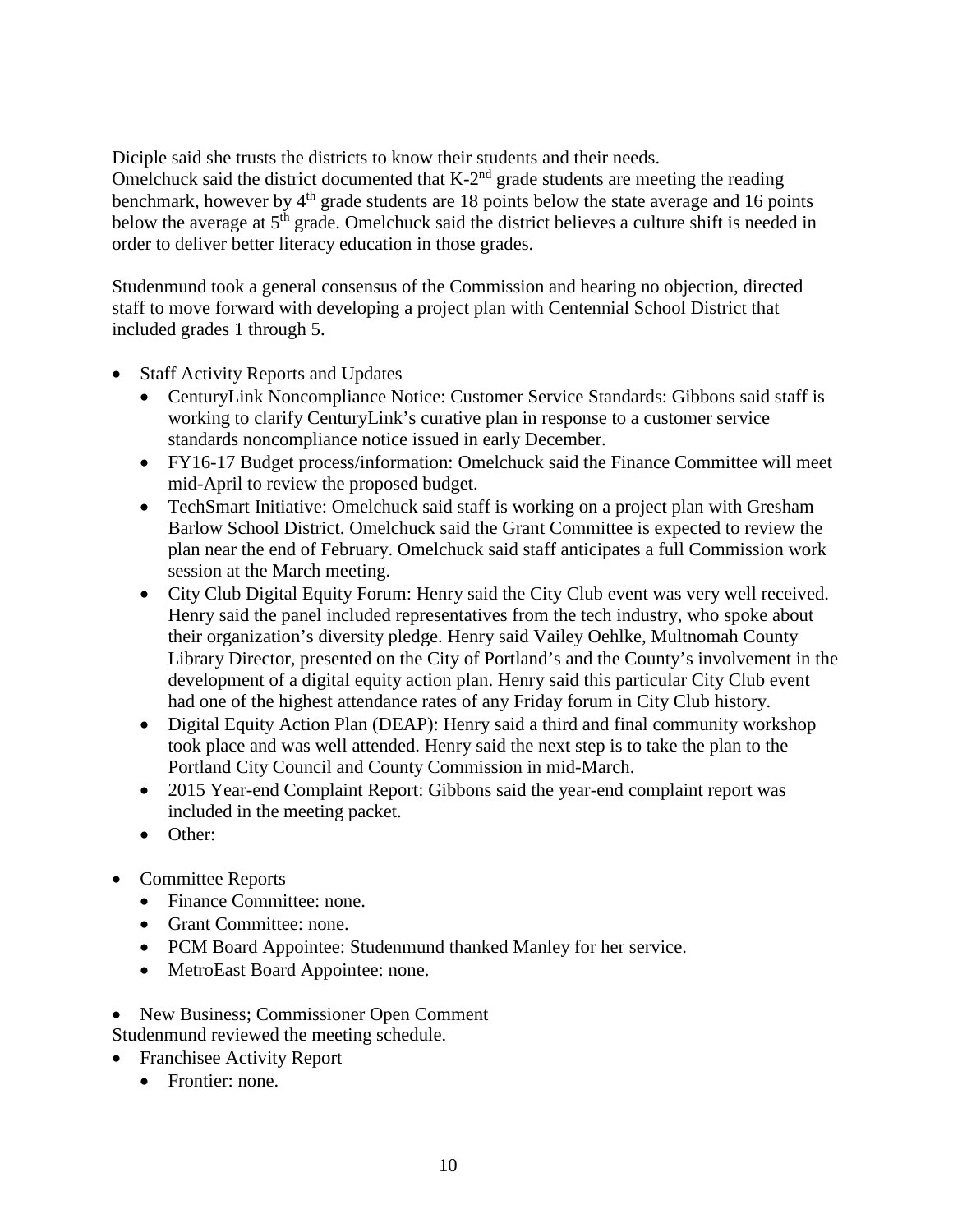Diciple said she trusts the districts to know their students and their needs.
Omelchuck said the district documented that K-2nd grade students are meeting the reading benchmark, however by 4th grade students are 18 points below the state average and 16 points below the average at 5th grade. Omelchuck said the district believes a culture shift is needed in order to deliver better literacy education in those grades.

Studenmund took a general consensus of the Commission and hearing no objection, directed staff to move forward with developing a project plan with Centennial School District that included grades 1 through 5.

- Staff Activity Reports and Updates
  - CenturyLink Noncompliance Notice: Customer Service Standards: Gibbons said staff is working to clarify CenturyLink's curative plan in response to a customer service standards noncompliance notice issued in early December.
  - FY16-17 Budget process/information: Omelchuck said the Finance Committee will meet mid-April to review the proposed budget.
  - TechSmart Initiative: Omelchuck said staff is working on a project plan with Gresham Barlow School District. Omelchuck said the Grant Committee is expected to review the plan near the end of February. Omelchuck said staff anticipates a full Commission work session at the March meeting.
  - City Club Digital Equity Forum: Henry said the City Club event was very well received. Henry said the panel included representatives from the tech industry, who spoke about their organization's diversity pledge. Henry said Vailey Oehlke, Multnomah County Library Director, presented on the City of Portland's and the County's involvement in the development of a digital equity action plan. Henry said this particular City Club event had one of the highest attendance rates of any Friday forum in City Club history.
  - Digital Equity Action Plan (DEAP): Henry said a third and final community workshop took place and was well attended. Henry said the next step is to take the plan to the Portland City Council and County Commission in mid-March.
  - 2015 Year-end Complaint Report: Gibbons said the year-end complaint report was included in the meeting packet.
  - Other:

- Committee Reports
  - Finance Committee: none.
  - Grant Committee: none.
  - PCM Board Appointee: Studenmund thanked Manley for her service.
  - MetroEast Board Appointee: none.

- New Business; Commissioner Open Comment

Studenmund reviewed the meeting schedule.

- Franchisee Activity Report
  - Frontier: none.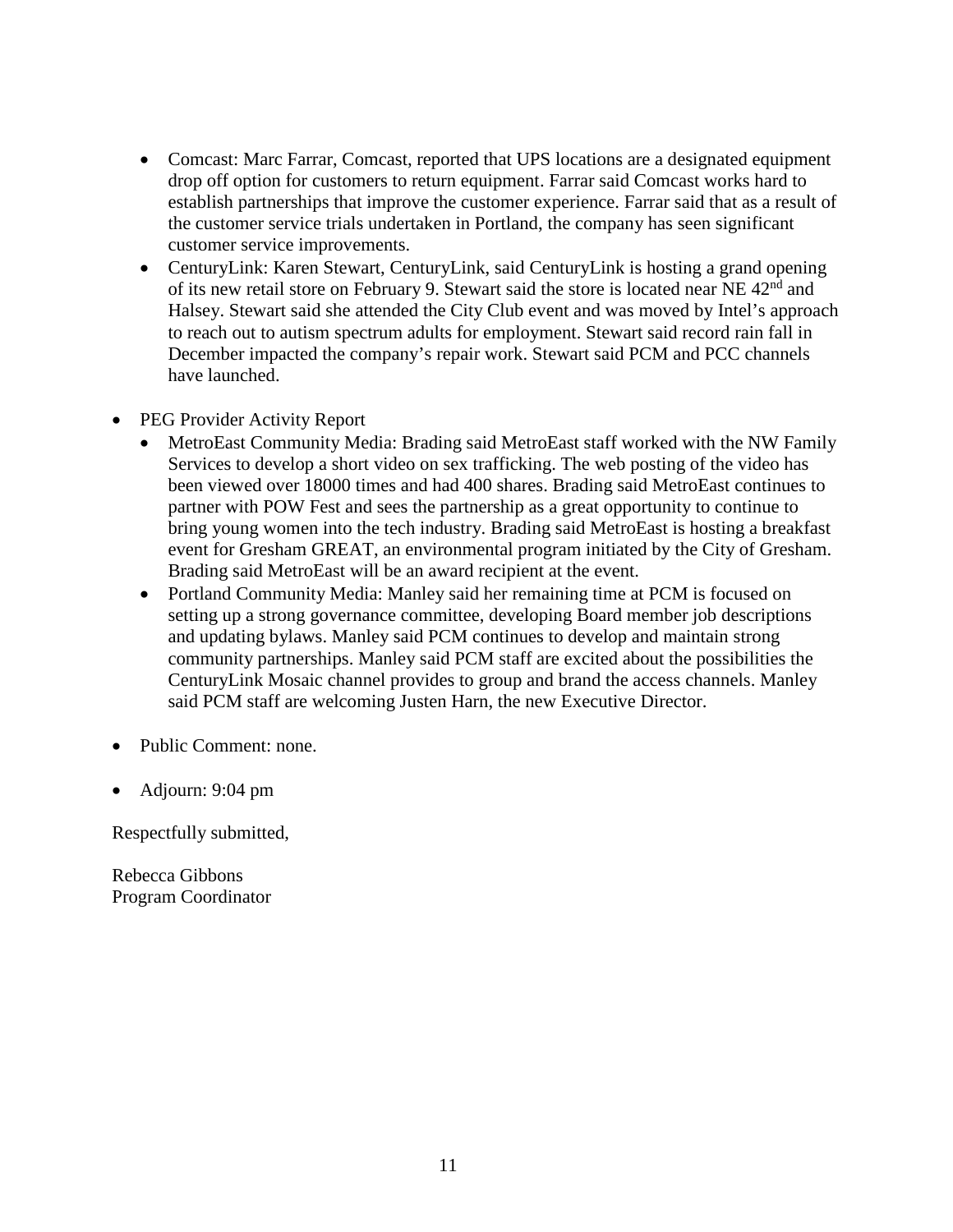- Comcast: Marc Farrar, Comcast, reported that UPS locations are a designated equipment drop off option for customers to return equipment. Farrar said Comcast works hard to establish partnerships that improve the customer experience. Farrar said that as a result of the customer service trials undertaken in Portland, the company has seen significant customer service improvements.
- CenturyLink: Karen Stewart, CenturyLink, said CenturyLink is hosting a grand opening of its new retail store on February 9. Stewart said the store is located near NE 42nd and Halsey. Stewart said she attended the City Club event and was moved by Intel's approach to reach out to autism spectrum adults for employment. Stewart said record rain fall in December impacted the company's repair work. Stewart said PCM and PCC channels have launched.

- PEG Provider Activity Report
  - MetroEast Community Media: Brading said MetroEast staff worked with the NW Family Services to develop a short video on sex trafficking. The web posting of the video has been viewed over 18000 times and had 400 shares. Brading said MetroEast continues to partner with POW Fest and sees the partnership as a great opportunity to continue to bring young women into the tech industry. Brading said MetroEast is hosting a breakfast event for Gresham GREAT, an environmental program initiated by the City of Gresham. Brading said MetroEast will be an award recipient at the event.
  - Portland Community Media: Manley said her remaining time at PCM is focused on setting up a strong governance committee, developing Board member job descriptions and updating bylaws. Manley said PCM continues to develop and maintain strong community partnerships. Manley said PCM staff are excited about the possibilities the CenturyLink Mosaic channel provides to group and brand the access channels. Manley said PCM staff are welcoming Justen Harn, the new Executive Director.

- Public Comment: none.

- Adjourn: 9:04 pm

Respectfully submitted,

Rebecca Gibbons
Program Coordinator